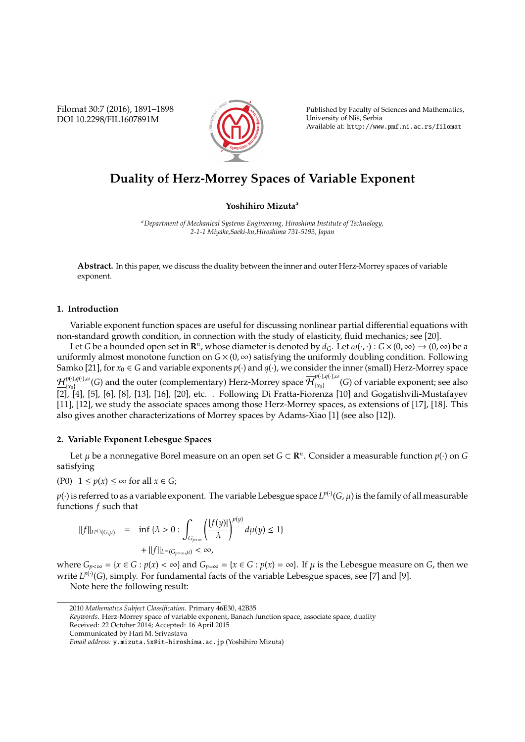# Duality of Herz-Morrey Spaces of Variable Exponent

**Yoshihiro Mizuta**[a]

[a]*Department of Mechanical Systems Engineering, Hiroshima Institute of Technology, 2-1-1 Miyake,Saeki-ku,Hiroshima 731-5193, Japan*

**Abstract.** In this paper, we discuss the duality between the inner and outer Herz-Morrey spaces of variable exponent.

## 1. Introduction

Variable exponent function spaces are useful for discussing nonlinear partial differential equations with non-standard growth condition, in connection with the study of elasticity, fluid mechanics; see [20].

Let $G$ be a bounded open set in $\mathbf{R}^n$, whose diameter is denoted by $d_G$. Let $\omega(\cdot,\cdot) : G \times (0,\infty) \to (0,\infty)$ be a uniformly almost monotone function on $G \times (0,\infty)$ satisfying the uniformly doubling condition. Following Samko [21], for $x_0 \in G$ and variable exponents $p(\cdot)$ and $q(\cdot)$, we consider the inner (small) Herz-Morrey space $\underline{\mathcal{H}}^{p(\cdot),q(\cdot),\omega}_{\{x_0\}}(G)$ and the outer (complementary) Herz-Morrey space $\overline{\mathcal{H}}^{p(\cdot),q(\cdot),\omega}_{\{x_0\}}(G)$ of variable exponent; see also [2], [4], [5], [6], [8], [13], [16], [20], etc. . Following Di Fratta-Fiorenza [10] and Gogatishvili-Mustafayev [11], [12], we study the associate spaces among those Herz-Morrey spaces, as extensions of [17], [18]. This also gives another characterizations of Morrey spaces by Adams-Xiao [1] (see also [12]).

## 2. Variable Exponent Lebesgue Spaces

Let $\mu$ be a nonnegative Borel measure on an open set $G \subset \mathbf{R}^n$. Consider a measurable function $p(\cdot)$ on $G$ satisfying

(P0) $1 \le p(x) \le \infty$ for all $x \in G$;

$p(\cdot)$ is referred to as a variable exponent. The variable Lebesgue space $L^{p(\cdot)}(G,\mu)$ is the family of all measurable functions $f$ such that

$$
\begin{aligned}
\|f\|_{L^{p(\cdot)}(G,\mu)} &= \inf\{\lambda > 0 : \int_{G_{p<\infty}} \left(\frac{|f(y)|}{\lambda}\right)^{p(y)} d\mu(y) \le 1\} \\
&\quad + \|f\|_{L^\infty(G_{p=\infty},\mu)} < \infty,
\end{aligned}
$$

where $G_{p<\infty} = \{x \in G : p(x) < \infty\}$ and $G_{p=\infty} = \{x \in G : p(x) = \infty\}$. If $\mu$ is the Lebesgue measure on $G$, then we write $L^{p(\cdot)}(G)$, simply. For fundamental facts of the variable Lebesgue spaces, see [7] and [9].

Note here the following result:

2010 *Mathematics Subject Classification*. Primary 46E30, 42B35

*Keywords*. Herz-Morrey space of variable exponent, Banach function space, associate space, duality

Received: 22 October 2014; Accepted: 16 April 2015

Communicated by Hari M. Srivastava

*Email address:* y.mizuta.5x@it-hiroshima.ac.jp (Yoshihiro Mizuta)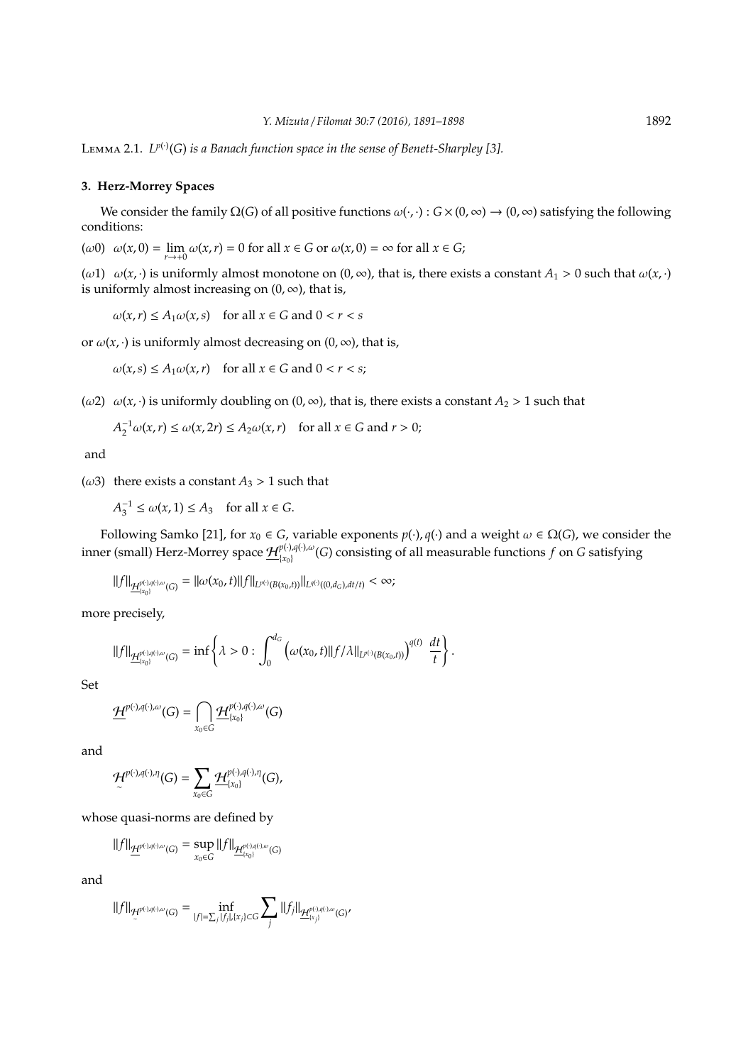**Lemma 2.1.** *$L^{p(\cdot)}(G)$ is a Banach function space in the sense of Benett-Sharpley [3].*

## 3. Herz-Morrey Spaces

We consider the family $\Omega(G)$ of all positive functions $\omega(\cdot,\cdot) : G \times (0,\infty) \to (0,\infty)$ satisfying the following conditions:

($\omega$0) $\omega(x,0) = \lim_{r\to+0} \omega(x,r) = 0$ for all $x \in G$ or $\omega(x,0) = \infty$ for all $x \in G$;

($\omega$1) $\omega(x,\cdot)$ is uniformly almost monotone on $(0,\infty)$, that is, there exists a constant $A_1 > 0$ such that $\omega(x,\cdot)$ is uniformly almost increasing on $(0,\infty)$, that is,

$$\omega(x,r) \le A_1 \omega(x,s) \quad \text{for all } x \in G \text{ and } 0 < r < s$$

or $\omega(x,\cdot)$ is uniformly almost decreasing on $(0,\infty)$, that is,

$$\omega(x,s) \le A_1 \omega(x,r) \quad \text{for all } x \in G \text{ and } 0 < r < s;$$

($\omega$2) $\omega(x,\cdot)$ is uniformly doubling on $(0,\infty)$, that is, there exists a constant $A_2 > 1$ such that

$$A_2^{-1}\omega(x,r) \le \omega(x,2r) \le A_2 \omega(x,r) \quad \text{for all } x \in G \text{ and } r > 0;$$

and

($\omega$3) there exists a constant $A_3 > 1$ such that

$$A_3^{-1} \le \omega(x,1) \le A_3 \quad \text{for all } x \in G.$$

Following Samko [21], for $x_0 \in G$, variable exponents $p(\cdot), q(\cdot)$ and a weight $\omega \in \Omega(G)$, we consider the inner (small) Herz-Morrey space $\underline{\mathcal{H}}^{p(\cdot),q(\cdot),\omega}_{\{x_0\}}(G)$ consisting of all measurable functions $f$ on $G$ satisfying

$$\|f\|_{\underline{\mathcal{H}}^{p(\cdot),q(\cdot),\omega}_{\{x_0\}}(G)} = \|\omega(x_0,t)\|f\|_{L^{p(\cdot)}(B(x_0,t))}\|_{L^{q(\cdot)}((0,d_G),dt/t)} < \infty;$$

more precisely,

$$\|f\|_{\underline{\mathcal{H}}^{p(\cdot),q(\cdot),\omega}_{\{x_0\}}(G)} = \inf\left\{\lambda > 0 : \int_0^{d_G} \left(\omega(x_0,t)\|f/\lambda\|_{L^{p(\cdot)}(B(x_0,t))}\right)^{q(t)} \frac{dt}{t}\right\}.$$

Set

$$\underline{\mathcal{H}}^{p(\cdot),q(\cdot),\omega}(G) = \bigcap_{x_0\in G} \underline{\mathcal{H}}^{p(\cdot),q(\cdot),\omega}_{\{x_0\}}(G)$$

and

$$\underset{\sim}{\mathcal{H}}^{p(\cdot),q(\cdot),\eta}(G) = \sum_{x_0\in G} \underline{\mathcal{H}}^{p(\cdot),q(\cdot),\eta}_{\{x_0\}}(G),$$

whose quasi-norms are defined by

$$\|f\|_{\underline{\mathcal{H}}^{p(\cdot),q(\cdot),\omega}(G)} = \sup_{x_0\in G} \|f\|_{\underline{\mathcal{H}}^{p(\cdot),q(\cdot),\omega}_{\{x_0\}}(G)}$$

and

$$\|f\|_{\underset{\sim}{\mathcal{H}}^{p(\cdot),q(\cdot),\omega}(G)} = \inf_{|f|=\sum_j |f_j|, \{x_j\}\subset G} \sum_j \|f_j\|_{\underline{\mathcal{H}}^{p(\cdot),q(\cdot),\omega}_{\{x_j\}}(G)},$$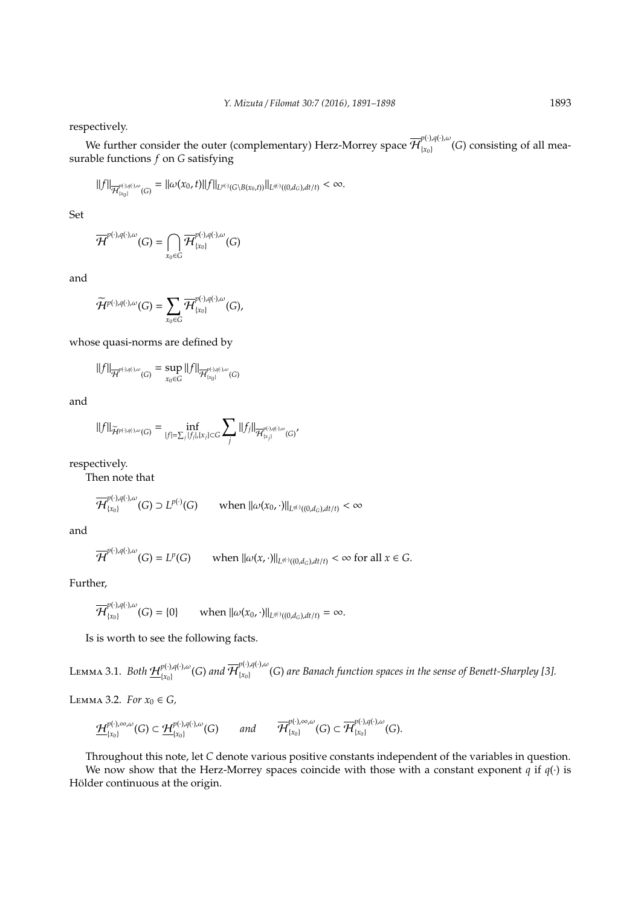respectively.

We further consider the outer (complementary) Herz-Morrey space $\overline{\mathcal{H}}^{p(\cdot),q(\cdot),\omega}_{\{x_0\}}(G)$ consisting of all measurable functions $f$ on $G$ satisfying

$$\|f\|_{\overline{\mathcal{H}}^{p(\cdot),q(\cdot),\omega}_{\{x_0\}}(G)} = \|\omega(x_0,t)\|f\|_{L^{p(\cdot)}(G\setminus B(x_0,t))}\|_{L^{q(\cdot)}((0,d_G),dt/t)} < \infty.$$

Set

$$\overline{\mathcal{H}}^{p(\cdot),q(\cdot),\omega}(G) = \bigcap_{x_0\in G} \overline{\mathcal{H}}^{p(\cdot),q(\cdot),\omega}_{\{x_0\}}(G)$$

and

$$\widetilde{\mathcal{H}}^{p(\cdot),q(\cdot),\omega}(G) = \sum_{x_0\in G} \overline{\mathcal{H}}^{p(\cdot),q(\cdot),\omega}_{\{x_0\}}(G),$$

whose quasi-norms are defined by

$$\|f\|_{\overline{\mathcal{H}}^{p(\cdot),q(\cdot),\omega}(G)} = \sup_{x_0\in G} \|f\|_{\overline{\mathcal{H}}^{p(\cdot),q(\cdot),\omega}_{\{x_0\}}(G)}$$

and

$$\|f\|_{\widetilde{\mathcal{H}}^{p(\cdot),q(\cdot),\omega}(G)} = \inf_{|f|=\sum_j |f_j|,\{x_j\}\subset G} \sum_j \|f_j\|_{\overline{\mathcal{H}}^{p(\cdot),q(\cdot),\omega}_{\{x_j\}}(G)},$$

respectively.

Then note that

$$\overline{\mathcal{H}}^{p(\cdot),q(\cdot),\omega}_{\{x_0\}}(G) \supset L^{p(\cdot)}(G) \qquad \text{when } \|\omega(x_0,\cdot)\|_{L^{q(\cdot)}((0,d_G),dt/t)} < \infty$$

and

$$\overline{\mathcal{H}}^{p(\cdot),q(\cdot),\omega}(G) = L^p(G) \qquad \text{when } \|\omega(x,\cdot)\|_{L^{q(\cdot)}((0,d_G),dt/t)} < \infty \text{ for all } x \in G.$$

Further,

$$\overline{\mathcal{H}}^{p(\cdot),q(\cdot),\omega}_{\{x_0\}}(G) = \{0\} \qquad \text{when } \|\omega(x_0,\cdot)\|_{L^{q(\cdot)}((0,d_G),dt/t)} = \infty.$$

Is is worth to see the following facts.

Lemma 3.1. *Both $\underline{\mathcal{H}}^{p(\cdot),q(\cdot),\omega}_{\{x_0\}}(G)$ and $\overline{\mathcal{H}}^{p(\cdot),q(\cdot),\omega}_{\{x_0\}}(G)$ are Banach function spaces in the sense of Benett-Sharpley [3].*

Lemma 3.2. *For $x_0 \in G$,*

$$\underline{\mathcal{H}}^{p(\cdot),\infty,\omega}_{\{x_0\}}(G) \subset \underline{\mathcal{H}}^{p(\cdot),q(\cdot),\omega}_{\{x_0\}}(G) \qquad \text{and} \qquad \overline{\mathcal{H}}^{p(\cdot),\infty,\omega}_{\{x_0\}}(G) \subset \overline{\mathcal{H}}^{p(\cdot),q(\cdot),\omega}_{\{x_0\}}(G).$$

Throughout this note, let $C$ denote various positive constants independent of the variables in question.

We now show that the Herz-Morrey spaces coincide with those with a constant exponent $q$ if $q(\cdot)$ is Hölder continuous at the origin.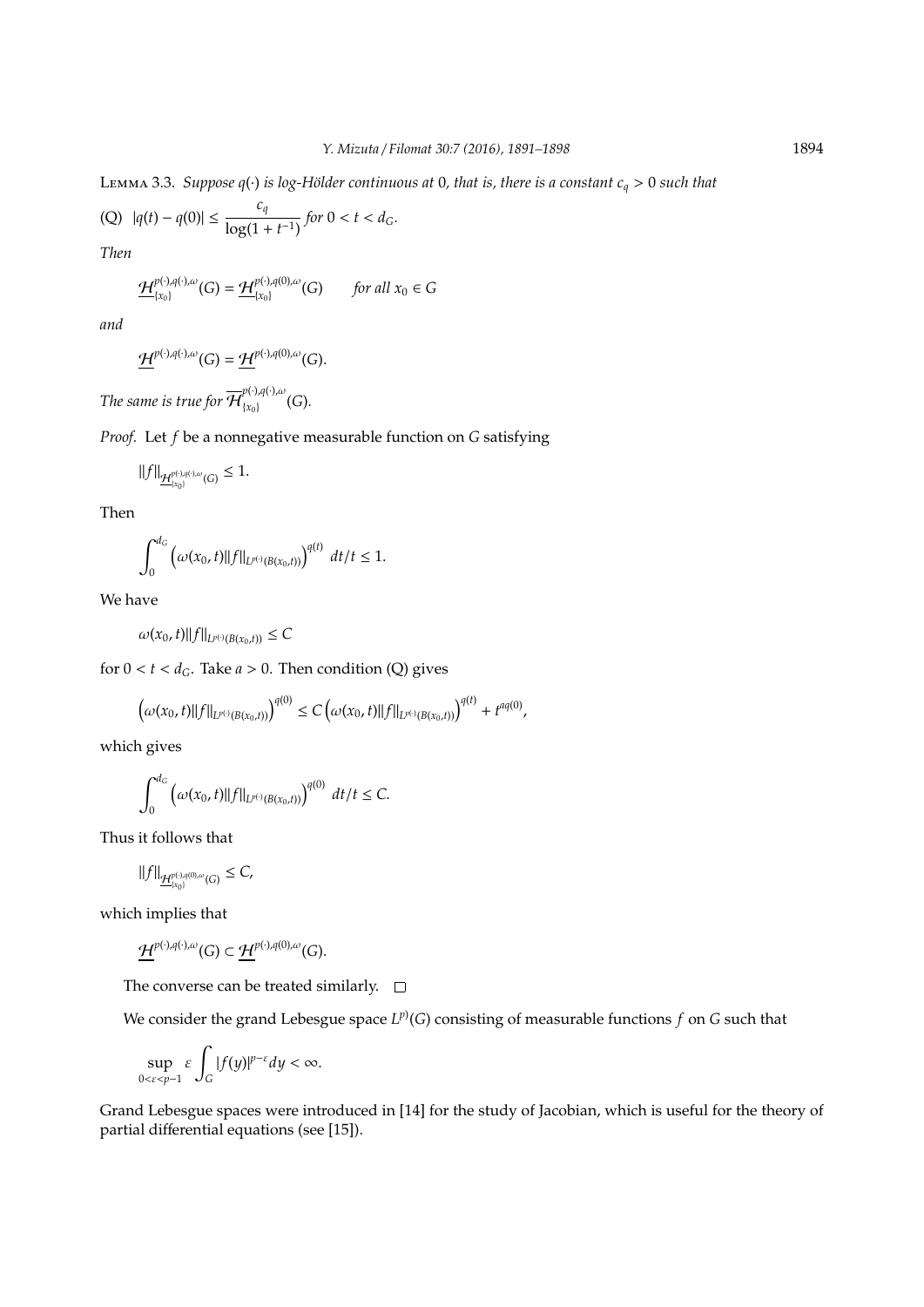**Lemma 3.3.** *Suppose $q(\cdot)$ is log-Hölder continuous at 0, that is, there is a constant $c_q > 0$ such that*

(Q) $\quad |q(t) - q(0)| \le \dfrac{c_q}{\log(1+t^{-1})}$ *for* $0 < t < d_G$.

*Then*

$$\underline{\mathcal{H}}^{p(\cdot),q(\cdot),\omega}_{\{x_0\}}(G) = \underline{\mathcal{H}}^{p(\cdot),q(0),\omega}_{\{x_0\}}(G) \qquad \text{for all } x_0 \in G$$

*and*

$$\underline{\mathcal{H}}^{p(\cdot),q(\cdot),\omega}(G) = \underline{\mathcal{H}}^{p(\cdot),q(0),\omega}(G).$$

*The same is true for* $\overline{\mathcal{H}}^{p(\cdot),q(\cdot),\omega}_{\{x_0\}}(G)$.

*Proof.* Let $f$ be a nonnegative measurable function on $G$ satisfying

$$\|f\|_{\underline{\mathcal{H}}^{p(\cdot),q(\cdot),\omega}_{\{x_0\}}(G)} \le 1.$$

Then

$$\int_0^{d_G} \left( \omega(x_0,t) \|f\|_{L^{p(\cdot)}(B(x_0,t))} \right)^{q(t)} \, dt/t \le 1.$$

We have

$$\omega(x_0,t)\|f\|_{L^{p(\cdot)}(B(x_0,t))} \le C$$

for $0 < t < d_G$. Take $a > 0$. Then condition (Q) gives

$$\left( \omega(x_0,t) \|f\|_{L^{p(\cdot)}(B(x_0,t))} \right)^{q(0)} \le C \left( \omega(x_0,t) \|f\|_{L^{p(\cdot)}(B(x_0,t))} \right)^{q(t)} + t^{aq(0)},$$

which gives

$$\int_0^{d_G} \left( \omega(x_0,t) \|f\|_{L^{p(\cdot)}(B(x_0,t))} \right)^{q(0)} \, dt/t \le C.$$

Thus it follows that

$$\|f\|_{\underline{\mathcal{H}}^{p(\cdot),q(0),\omega}_{\{x_0\}}(G)} \le C,$$

which implies that

$$\underline{\mathcal{H}}^{p(\cdot),q(\cdot),\omega}(G) \subset \underline{\mathcal{H}}^{p(\cdot),q(0),\omega}(G).$$

The converse can be treated similarly. $\square$

We consider the grand Lebesgue space $L^{p)}(G)$ consisting of measurable functions $f$ on $G$ such that

$$\sup_{0<\varepsilon<p-1} \varepsilon \int_G |f(y)|^{p-\varepsilon} dy < \infty.$$

Grand Lebesgue spaces were introduced in [14] for the study of Jacobian, which is useful for the theory of partial differential equations (see [15]).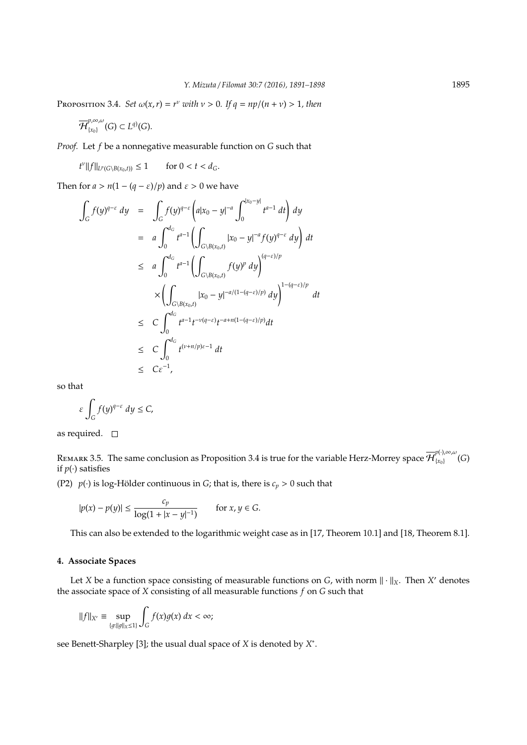Proposition 3.4. *Set $\omega(x,r) = r^{\nu}$ with $\nu > 0$. If $q = np/(n+\nu) > 1$, then*

$$\overline{\mathcal{H}}^{p,\infty,\omega}_{\{x_0\}}(G) \subset L^{q)}(G).$$

*Proof.* Let $f$ be a nonnegative measurable function on $G$ such that

$$t^{\nu}\|f\|_{L^p(G\setminus B(x_0,t))} \le 1 \qquad \text{for } 0 < t < d_G.$$

Then for $a > n(1-(q-\varepsilon)/p)$ and $\varepsilon > 0$ we have

$$\begin{aligned}
\int_G f(y)^{q-\varepsilon}\,dy &= \int_G f(y)^{q-\varepsilon}\left(a|x_0-y|^{-a}\int_0^{|x_0-y|} t^{a-1}\,dt\right)dy \\
&= a\int_0^{d_G} t^{a-1}\left(\int_{G\setminus B(x_0,t)} |x_0-y|^{-a} f(y)^{q-\varepsilon}\,dy\right)dt \\
&\le a\int_0^{d_G} t^{a-1}\left(\int_{G\setminus B(x_0,t)} f(y)^p\,dy\right)^{(q-\varepsilon)/p} \\
&\quad \times\left(\int_{G\setminus B(x_0,t)} |x_0-y|^{-a/(1-(q-\varepsilon)/p)}\,dy\right)^{1-(q-\varepsilon)/p} dt \\
&\le C\int_0^{d_G} t^{a-1}t^{-\nu(q-\varepsilon)}t^{-a+n(1-(q-\varepsilon)/p)}dt \\
&\le C\int_0^{d_G} t^{(\nu+n/p)\varepsilon-1}\,dt \\
&\le C\varepsilon^{-1},
\end{aligned}$$

so that

$$\varepsilon\int_G f(y)^{q-\varepsilon}\,dy \le C,$$

as required. □

Remark 3.5. The same conclusion as Proposition 3.4 is true for the variable Herz-Morrey space $\overline{\mathcal{H}}^{p(\cdot),\infty,\omega}_{\{x_0\}}(G)$ if $p(\cdot)$ satisfies

(P2) $p(\cdot)$ is log-Hölder continuous in $G$; that is, there is $c_p > 0$ such that

$$|p(x) - p(y)| \le \frac{c_p}{\log(1+|x-y|^{-1})} \qquad \text{for } x,y \in G.$$

This can also be extended to the logarithmic weight case as in [17, Theorem 10.1] and [18, Theorem 8.1].

## 4. Associate Spaces

Let $X$ be a function space consisting of measurable functions on $G$, with norm $\|\cdot\|_X$. Then $X'$ denotes the associate space of $X$ consisting of all measurable functions $f$ on $G$ such that

$$\|f\|_{X'} \equiv \sup_{\{g:\|g\|_X\le 1\}}\int_G f(x)g(x)\,dx < \infty;$$

see Benett-Sharpley [3]; the usual dual space of $X$ is denoted by $X^*$.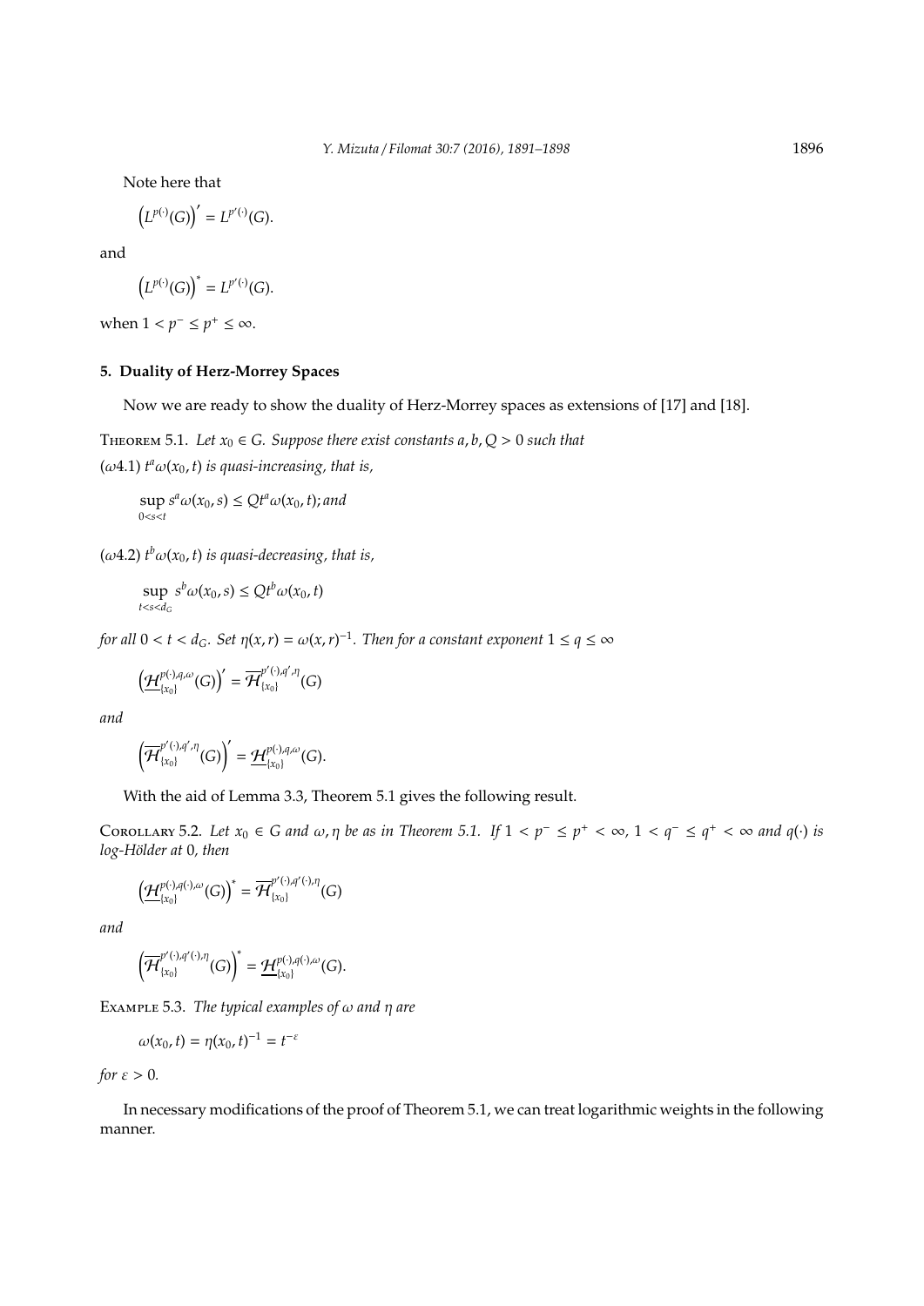Note here that

$$\left(L^{p(\cdot)}(G)\right)' = L^{p'(\cdot)}(G).$$

and

$$\left(L^{p(\cdot)}(G)\right)^* = L^{p'(\cdot)}(G).$$

when $1 < p^- \le p^+ \le \infty$.

## 5. Duality of Herz-Morrey Spaces

Now we are ready to show the duality of Herz-Morrey spaces as extensions of [17] and [18].

Theorem 5.1. *Let $x_0 \in G$. Suppose there exist constants $a, b, Q > 0$ such that*

($\omega$4.1) *$t^a\omega(x_0, t)$ is quasi-increasing, that is,*

$$\sup_{0<s<t} s^a\omega(x_0, s) \le Qt^a\omega(x_0, t); \textit{and}$$

($\omega$4.2) *$t^b\omega(x_0, t)$ is quasi-decreasing, that is,*

$$\sup_{t<s<d_G} s^b\omega(x_0, s) \le Qt^b\omega(x_0, t)$$

*for all $0 < t < d_G$. Set $\eta(x, r) = \omega(x, r)^{-1}$. Then for a constant exponent $1 \le q \le \infty$*

$$\left(\underline{\mathcal{H}}^{p(\cdot),q,\omega}_{\{x_0\}}(G)\right)' = \overline{\mathcal{H}}^{p'(\cdot),q',\eta}_{\{x_0\}}(G)$$

*and*

$$\left(\overline{\mathcal{H}}^{p'(\cdot),q',\eta}_{\{x_0\}}(G)\right)' = \underline{\mathcal{H}}^{p(\cdot),q,\omega}_{\{x_0\}}(G).$$

With the aid of Lemma 3.3, Theorem 5.1 gives the following result.

Corollary 5.2. *Let $x_0 \in G$ and $\omega, \eta$ be as in Theorem 5.1. If $1 < p^- \le p^+ < \infty$, $1 < q^- \le q^+ < \infty$ and $q(\cdot)$ is log-Hölder at 0, then*

$$\left(\underline{\mathcal{H}}^{p(\cdot),q(\cdot),\omega}_{\{x_0\}}(G)\right)^* = \overline{\mathcal{H}}^{p'(\cdot),q'(\cdot),\eta}_{\{x_0\}}(G)$$

*and*

$$\left(\overline{\mathcal{H}}^{p'(\cdot),q'(\cdot),\eta}_{\{x_0\}}(G)\right)^* = \underline{\mathcal{H}}^{p(\cdot),q(\cdot),\omega}_{\{x_0\}}(G).$$

Example 5.3. *The typical examples of $\omega$ and $\eta$ are*

$$\omega(x_0, t) = \eta(x_0, t)^{-1} = t^{-\varepsilon}$$

*for $\varepsilon > 0$.*

In necessary modifications of the proof of Theorem 5.1, we can treat logarithmic weights in the following manner.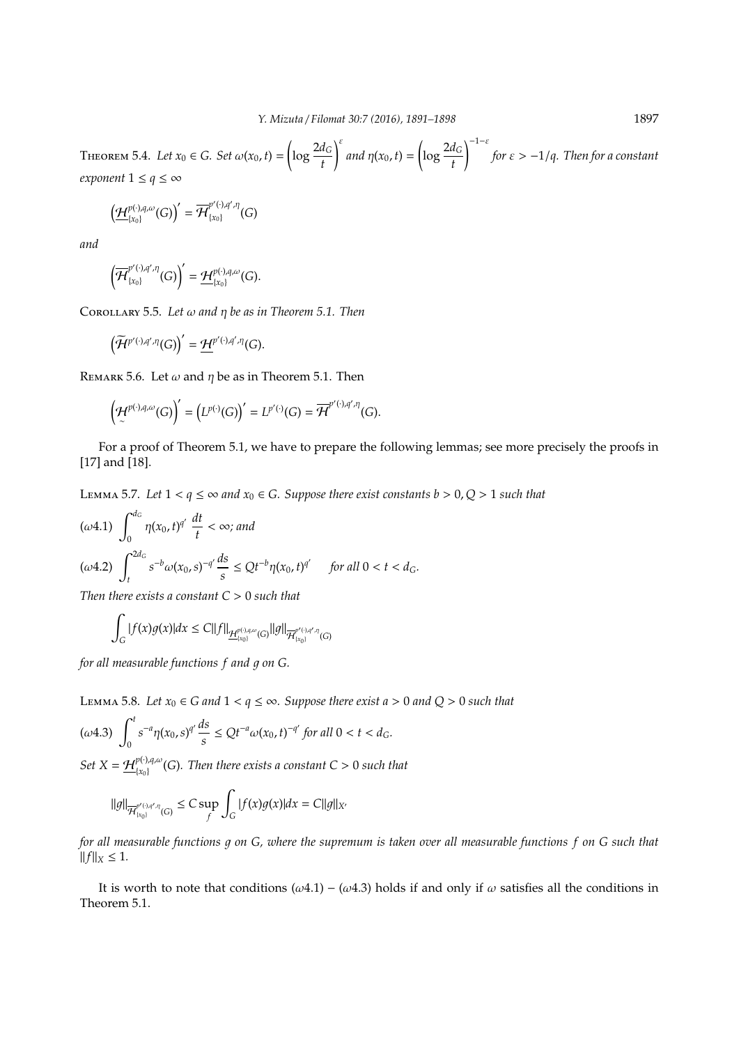**Theorem 5.4.** *Let $x_0 \in G$. Set $\omega(x_0, t) = \left(\log \frac{2d_G}{t}\right)^{\varepsilon}$ and $\eta(x_0, t) = \left(\log \frac{2d_G}{t}\right)^{-1-\varepsilon}$ for $\varepsilon > -1/q$. Then for a constant exponent $1 \le q \le \infty$*

$$\left(\underline{\mathcal{H}}^{p(\cdot),q,\omega}_{\{x_0\}}(G)\right)' = \overline{\mathcal{H}}^{p'(\cdot),q',\eta}_{\{x_0\}}(G)$$

*and*

$$\left(\overline{\mathcal{H}}^{p'(\cdot),q',\eta}_{\{x_0\}}(G)\right)' = \underline{\mathcal{H}}^{p(\cdot),q,\omega}_{\{x_0\}}(G).$$

**Corollary 5.5.** *Let $\omega$ and $\eta$ be as in Theorem 5.1. Then*

$$\left(\widetilde{\mathcal{H}}^{p'(\cdot),q',\eta}(G)\right)' = \underline{\mathcal{H}}^{p'(\cdot),q',\eta}(G).$$

**Remark 5.6.** Let $\omega$ and $\eta$ be as in Theorem 5.1. Then

$$\left(\underset{\sim}{\mathcal{H}}^{p(\cdot),q,\omega}(G)\right)' = \left(L^{p(\cdot)}(G)\right)' = L^{p'(\cdot)}(G) = \overline{\mathcal{H}}^{p'(\cdot),q',\eta}(G).$$

For a proof of Theorem 5.1, we have to prepare the following lemmas; see more precisely the proofs in [17] and [18].

**Lemma 5.7.** *Let $1 < q \le \infty$ and $x_0 \in G$. Suppose there exist constants $b > 0, Q > 1$ such that*

$(\omega 4.1)$ $\displaystyle\int_0^{d_G} \eta(x_0, t)^{q'} \frac{dt}{t} < \infty$; *and*

$(\omega 4.2)$ $\displaystyle\int_t^{2d_G} s^{-b}\omega(x_0, s)^{-q'} \frac{ds}{s} \le Q t^{-b}\eta(x_0, t)^{q'}$ *for all $0 < t < d_G$.*

*Then there exists a constant $C > 0$ such that*

$$\int_G |f(x)g(x)|dx \le C\|f\|_{\underline{\mathcal{H}}^{p(\cdot),q,\omega}_{\{x_0\}}(G)}\|g\|_{\overline{\mathcal{H}}^{p'(\cdot),q',\eta}_{\{x_0\}}(G)}$$

*for all measurable functions $f$ and $g$ on $G$.*

**Lemma 5.8.** *Let $x_0 \in G$ and $1 < q \le \infty$. Suppose there exist $a > 0$ and $Q > 0$ such that*

$(\omega 4.3)$ $\displaystyle\int_0^t s^{-a}\eta(x_0, s)^{q'} \frac{ds}{s} \le Q t^{-a}\omega(x_0, t)^{-q'}$ *for all $0 < t < d_G$.*

*Set $X = \underline{\mathcal{H}}^{p(\cdot),q,\omega}_{\{x_0\}}(G)$. Then there exists a constant $C > 0$ such that*

$$\|g\|_{\overline{\mathcal{H}}^{p'(\cdot),q',\eta}_{\{x_0\}}(G)} \le C \sup_f \int_G |f(x)g(x)|dx = C\|g\|_{X'}$$

*for all measurable functions $g$ on $G$, where the supremum is taken over all measurable functions $f$ on $G$ such that $\|f\|_X \le 1$.*

It is worth to note that conditions $(\omega 4.1)$ – $(\omega 4.3)$ holds if and only if $\omega$ satisfies all the conditions in Theorem 5.1.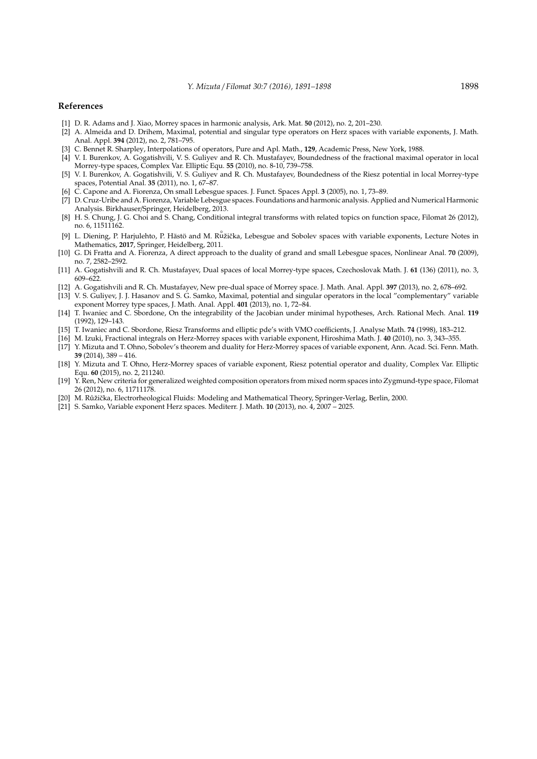## References

[1] D. R. Adams and J. Xiao, Morrey spaces in harmonic analysis, Ark. Mat. **50** (2012), no. 2, 201–230.

[2] A. Almeida and D. Drihem, Maximal, potential and singular type operators on Herz spaces with variable exponents, J. Math. Anal. Appl. **394** (2012), no. 2, 781–795.

[3] C. Bennet R. Sharpley, Interpolations of operators, Pure and Apl. Math., **129**, Academic Press, New York, 1988.

[4] V. I. Burenkov, A. Gogatishvili, V. S. Guliyev and R. Ch. Mustafayev, Boundedness of the fractional maximal operator in local Morrey-type spaces, Complex Var. Elliptic Equ. **55** (2010), no. 8-10, 739–758.

[5] V. I. Burenkov, A. Gogatishvili, V. S. Guliyev and R. Ch. Mustafayev, Boundedness of the Riesz potential in local Morrey-type spaces, Potential Anal. **35** (2011), no. 1, 67–87.

[6] C. Capone and A. Fiorenza, On small Lebesgue spaces. J. Funct. Spaces Appl. **3** (2005), no. 1, 73–89.

[7] D. Cruz-Uribe and A. Fiorenza, Variable Lebesgue spaces. Foundations and harmonic analysis. Applied and Numerical Harmonic Analysis. Birkhauser/Springer, Heidelberg, 2013.

[8] H. S. Chung, J. G. Choi and S. Chang, Conditional integral transforms with related topics on function space, Filomat 26 (2012), no. 6, 11511162.

[9] L. Diening, P. Harjulehto, P. Hästö and M. Růžička, Lebesgue and Sobolev spaces with variable exponents, Lecture Notes in Mathematics, **2017**, Springer, Heidelberg, 2011.

[10] G. Di Fratta and A. Fiorenza, A direct approach to the duality of grand and small Lebesgue spaces, Nonlinear Anal. **70** (2009), no. 7, 2582–2592.

[11] A. Gogatishvili and R. Ch. Mustafayev, Dual spaces of local Morrey-type spaces, Czechoslovak Math. J. **61** (136) (2011), no. 3, 609–622.

[12] A. Gogatishvili and R. Ch. Mustafayev, New pre-dual space of Morrey space. J. Math. Anal. Appl. **397** (2013), no. 2, 678–692.

[13] V. S. Guliyev, J. J. Hasanov and S. G. Samko, Maximal, potential and singular operators in the local "complementary" variable exponent Morrey type spaces, J. Math. Anal. Appl. **401** (2013), no. 1, 72–84.

[14] T. Iwaniec and C. Sbordone, On the integrability of the Jacobian under minimal hypotheses, Arch. Rational Mech. Anal. **119** (1992), 129–143.

[15] T. Iwaniec and C. Sbordone, Riesz Transforms and elliptic pde's with VMO coefficients, J. Analyse Math. **74** (1998), 183–212.

[16] M. Izuki, Fractional integrals on Herz-Morrey spaces with variable exponent, Hiroshima Math. J. **40** (2010), no. 3, 343–355.

[17] Y. Mizuta and T. Ohno, Sobolev's theorem and duality for Herz-Morrey spaces of variable exponent, Ann. Acad. Sci. Fenn. Math. **39** (2014), 389 – 416.

[18] Y. Mizuta and T. Ohno, Herz-Morrey spaces of variable exponent, Riesz potential operator and duality, Complex Var. Elliptic Equ. **60** (2015), no. 2, 211240.

[19] Y. Ren, New criteria for generalized weighted composition operators from mixed norm spaces into Zygmund-type space, Filomat 26 (2012), no. 6, 11711178.

[20] M. Růžička, Electrorheological Fluids: Modeling and Mathematical Theory, Springer-Verlag, Berlin, 2000.

[21] S. Samko, Variable exponent Herz spaces. Mediterr. J. Math. **10** (2013), no. 4, 2007 – 2025.